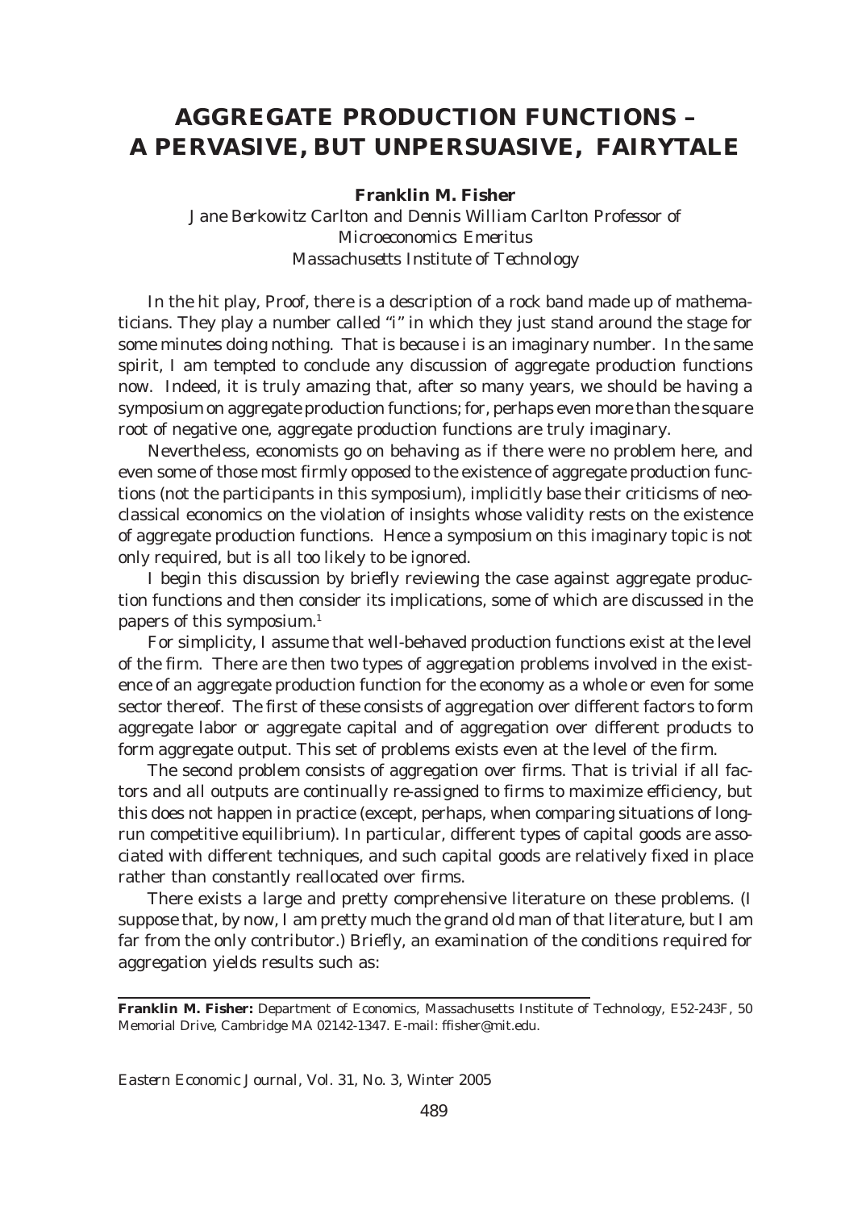# AGGREGATE PRODUCTION FUNCTIONS – A PERVASIVE, BUT UNPERSUASIVE, FAIRYTALE

**Franklin M. Fisher**

*Jane Berkowitz Carlton and Dennis William Carlton Professor of Microeconomics Emeritus*
*Massachusetts Institute of Technology*

In the hit play, Proof, there is a description of a rock band made up of mathematicians. They play a number called "i" in which they just stand around the stage for some minutes doing nothing. That is because i is an imaginary number. In the same spirit, I am tempted to conclude any discussion of aggregate production functions now. Indeed, it is truly amazing that, after so many years, we should be having a symposium on aggregate production functions; for, perhaps even more than the square root of negative one, aggregate production functions are truly imaginary.

Nevertheless, economists go on behaving as if there were no problem here, and even some of those most firmly opposed to the existence of aggregate production functions (not the participants in this symposium), implicitly base their criticisms of neoclassical economics on the violation of insights whose validity rests on the existence of aggregate production functions. Hence a symposium on this imaginary topic is not only required, but is all too likely to be ignored.

I begin this discussion by briefly reviewing the case against aggregate production functions and then consider its implications, some of which are discussed in the papers of this symposium.[1]

For simplicity, I assume that well-behaved production functions exist at the level of the firm. There are then two types of aggregation problems involved in the existence of an aggregate production function for the economy as a whole or even for some sector thereof. The first of these consists of aggregation over different factors to form aggregate labor or aggregate capital and of aggregation over different products to form aggregate output. This set of problems exists even at the level of the firm.

The second problem consists of aggregation over firms. That is trivial if all factors and all outputs are continually re-assigned to firms to maximize efficiency, but this does not happen in practice (except, perhaps, when comparing situations of long-run competitive equilibrium). In particular, different types of capital goods are associated with different techniques, and such capital goods are relatively fixed in place rather than constantly reallocated over firms.

There exists a large and pretty comprehensive literature on these problems. (I suppose that, by now, I am pretty much the grand old man of that literature, but I am far from the only contributor.) Briefly, an examination of the conditions required for aggregation yields results such as:

---

**Franklin M. Fisher:** Department of Economics, Massachusetts Institute of Technology, E52-243F, 50 Memorial Drive, Cambridge MA 02142-1347. E-mail: ffisher@mit.edu.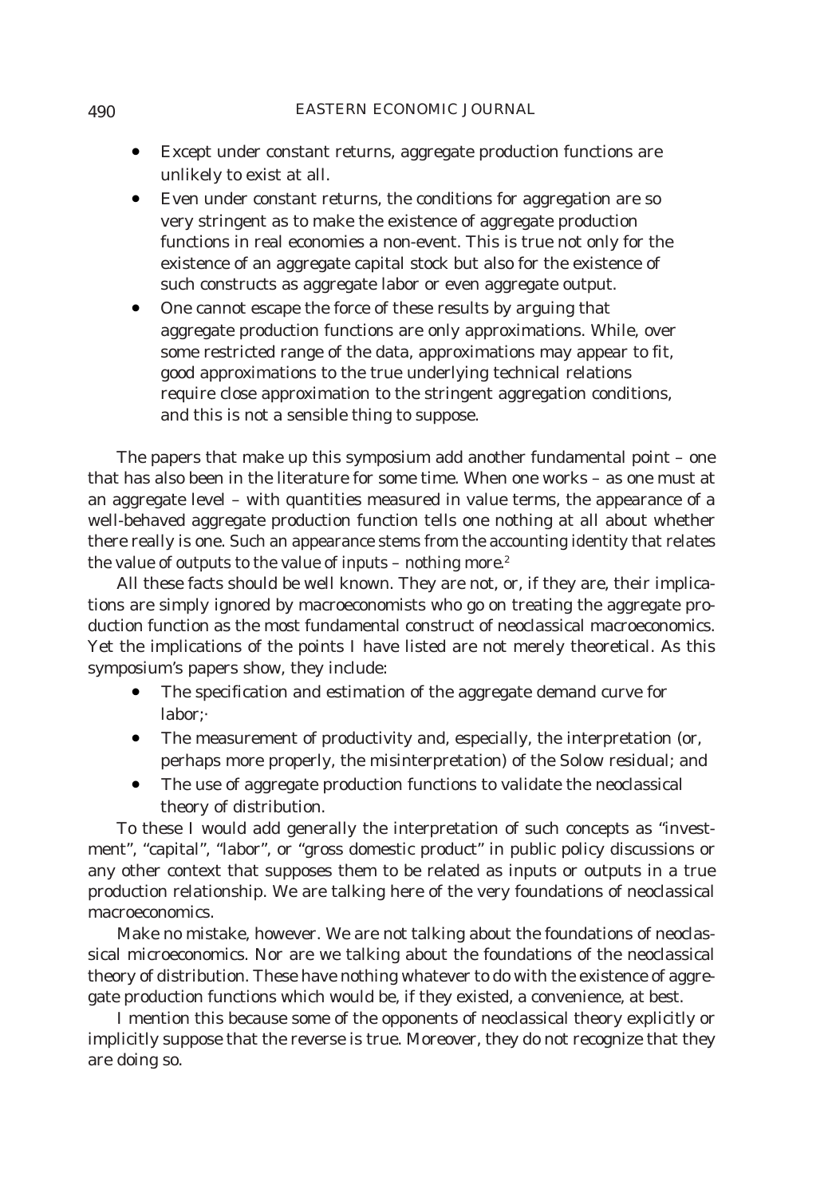- Except under constant returns, aggregate production functions are unlikely to exist at all.
- Even under constant returns, the conditions for aggregation are so very stringent as to make the existence of aggregate production functions in real economies a non-event. This is true not only for the existence of an aggregate capital stock but also for the existence of such constructs as aggregate labor or even aggregate output.
- One cannot escape the force of these results by arguing that aggregate production functions are only approximations. While, over some restricted range of the data, approximations may appear to fit, good approximations to the true underlying technical relations require close approximation to the stringent aggregation conditions, and this is not a sensible thing to suppose.

The papers that make up this symposium add another fundamental point – one that has also been in the literature for some time. When one works – as one must at an aggregate level – with quantities measured in value terms, the appearance of a well-behaved aggregate production function tells one nothing at all about whether there really is one. Such an appearance stems from the accounting identity that relates the value of outputs to the value of inputs – nothing more.[2]

All these facts should be well known. They are not, or, if they are, their implications are simply ignored by macroeconomists who go on treating the aggregate production function as the most fundamental construct of neoclassical macroeconomics. Yet the implications of the points I have listed are not merely theoretical. As this symposium's papers show, they include:

- The specification and estimation of the aggregate demand curve for labor;
- The measurement of productivity and, especially, the interpretation (or, perhaps more properly, the misinterpretation) of the Solow residual; and
- The use of aggregate production functions to validate the neoclassical theory of distribution.

To these I would add generally the interpretation of such concepts as "investment", "capital", "labor", or "gross domestic product" in public policy discussions or any other context that supposes them to be related as inputs or outputs in a true production relationship. We are talking here of the very foundations of neoclassical macroeconomics.

Make no mistake, however. We are not talking about the foundations of neoclassical microeconomics. Nor are we talking about the foundations of the neoclassical theory of distribution. These have nothing whatever to do with the existence of aggregate production functions which would be, if they existed, a convenience, at best.

I mention this because some of the opponents of neoclassical theory explicitly or implicitly suppose that the reverse is true. Moreover, they do not recognize that they are doing so.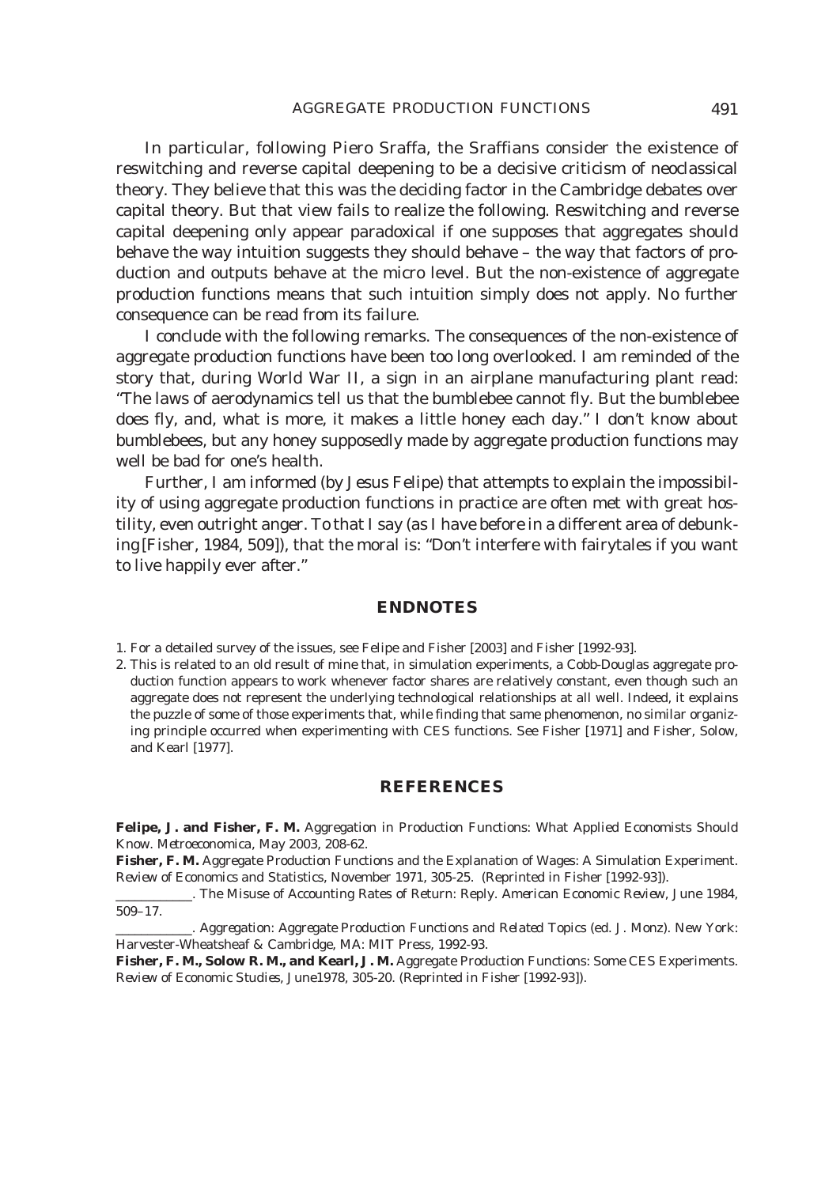In particular, following Piero Sraffa, the Sraffians consider the existence of reswitching and reverse capital deepening to be a decisive criticism of neoclassical theory. They believe that this was the deciding factor in the Cambridge debates over capital theory. But that view fails to realize the following. Reswitching and reverse capital deepening only appear paradoxical if one supposes that aggregates should behave the way intuition suggests they should behave – the way that factors of production and outputs behave at the micro level. But the non-existence of aggregate production functions means that such intuition simply does not apply. No further consequence can be read from its failure.

I conclude with the following remarks. The consequences of the non-existence of aggregate production functions have been too long overlooked. I am reminded of the story that, during World War II, a sign in an airplane manufacturing plant read: "The laws of aerodynamics tell us that the bumblebee cannot fly. But the bumblebee does fly, and, what is more, it makes a little honey each day." I don't know about bumblebees, but any honey supposedly made by aggregate production functions may well be bad for one's health.

Further, I am informed (by Jesus Felipe) that attempts to explain the impossibility of using aggregate production functions in practice are often met with great hostility, even outright anger. To that I say (as I have before in a different area of debunking [Fisher, 1984, 509]), that the moral is: "Don't interfere with fairytales if you want to live happily ever after."

## ENDNOTES

1. For a detailed survey of the issues, see Felipe and Fisher [2003] and Fisher [1992-93].
2. This is related to an old result of mine that, in simulation experiments, a Cobb-Douglas aggregate production function appears to work whenever factor shares are relatively constant, even though such an aggregate does not represent the underlying technological relationships at all well. Indeed, it explains the puzzle of some of those experiments that, while finding that same phenomenon, no similar organizing principle occurred when experimenting with CES functions. See Fisher [1971] and Fisher, Solow, and Kearl [1977].

## REFERENCES

**Felipe, J. and Fisher, F. M.** Aggregation in Production Functions: What Applied Economists Should Know. *Metroeconomica*, May 2003, 208-62.

**Fisher, F. M.** Aggregate Production Functions and the Explanation of Wages: A Simulation Experiment. *Review of Economics and Statistics*, November 1971, 305-25. (Reprinted in Fisher [1992-93]).

\_\_\_\_\_\_\_\_\_\_\_\_. The Misuse of Accounting Rates of Return: Reply. *American Economic Review*, June 1984, 509–17.

\_\_\_\_\_\_\_\_\_\_\_\_. *Aggregation: Aggregate Production Functions and Related Topics* (ed. J. Monz). New York: Harvester-Wheatsheaf & Cambridge, MA: MIT Press, 1992-93.

**Fisher, F. M., Solow R. M., and Kearl, J. M.** Aggregate Production Functions: Some CES Experiments. *Review of Economic Studies*, June1978, 305-20. (Reprinted in Fisher [1992-93]).